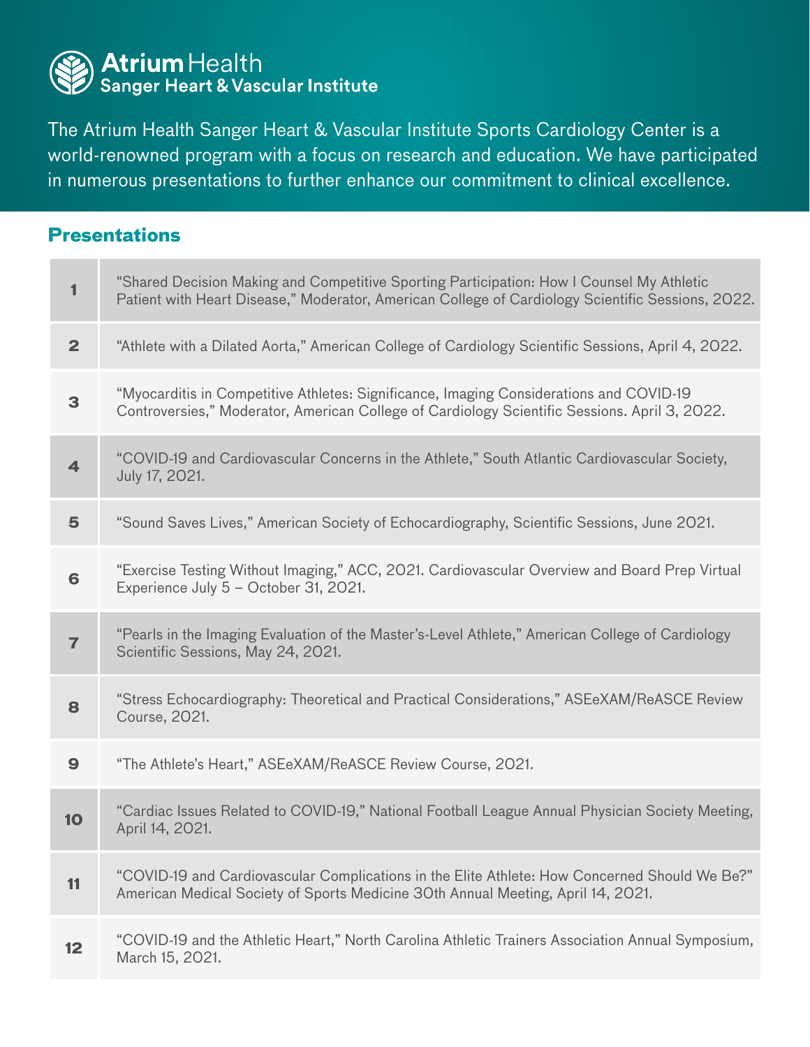Atrium Health
Sanger Heart & Vascular Institute

The Atrium Health Sanger Heart & Vascular Institute Sports Cardiology Center is a world-renowned program with a focus on research and education. We have participated in numerous presentations to further enhance our commitment to clinical excellence.

## Presentations

| | |
|---|---|
| 1 | "Shared Decision Making and Competitive Sporting Participation: How I Counsel My Athletic Patient with Heart Disease," Moderator, American College of Cardiology Scientific Sessions, 2022. |
| 2 | "Athlete with a Dilated Aorta," American College of Cardiology Scientific Sessions, April 4, 2022. |
| 3 | "Myocarditis in Competitive Athletes: Significance, Imaging Considerations and COVID-19 Controversies," Moderator, American College of Cardiology Scientific Sessions. April 3, 2022. |
| 4 | "COVID-19 and Cardiovascular Concerns in the Athlete," South Atlantic Cardiovascular Society, July 17, 2021. |
| 5 | "Sound Saves Lives," American Society of Echocardiography, Scientific Sessions, June 2021. |
| 6 | "Exercise Testing Without Imaging," ACC, 2021. Cardiovascular Overview and Board Prep Virtual Experience July 5 – October 31, 2021. |
| 7 | "Pearls in the Imaging Evaluation of the Master's-Level Athlete," American College of Cardiology Scientific Sessions, May 24, 2021. |
| 8 | "Stress Echocardiography: Theoretical and Practical Considerations," ASEeXAM/ReASCE Review Course, 2021. |
| 9 | "The Athlete's Heart," ASEeXAM/ReASCE Review Course, 2021. |
| 10 | "Cardiac Issues Related to COVID-19," National Football League Annual Physician Society Meeting, April 14, 2021. |
| 11 | "COVID-19 and Cardiovascular Complications in the Elite Athlete: How Concerned Should We Be?" American Medical Society of Sports Medicine 30th Annual Meeting, April 14, 2021. |
| 12 | "COVID-19 and the Athletic Heart," North Carolina Athletic Trainers Association Annual Symposium, March 15, 2021. |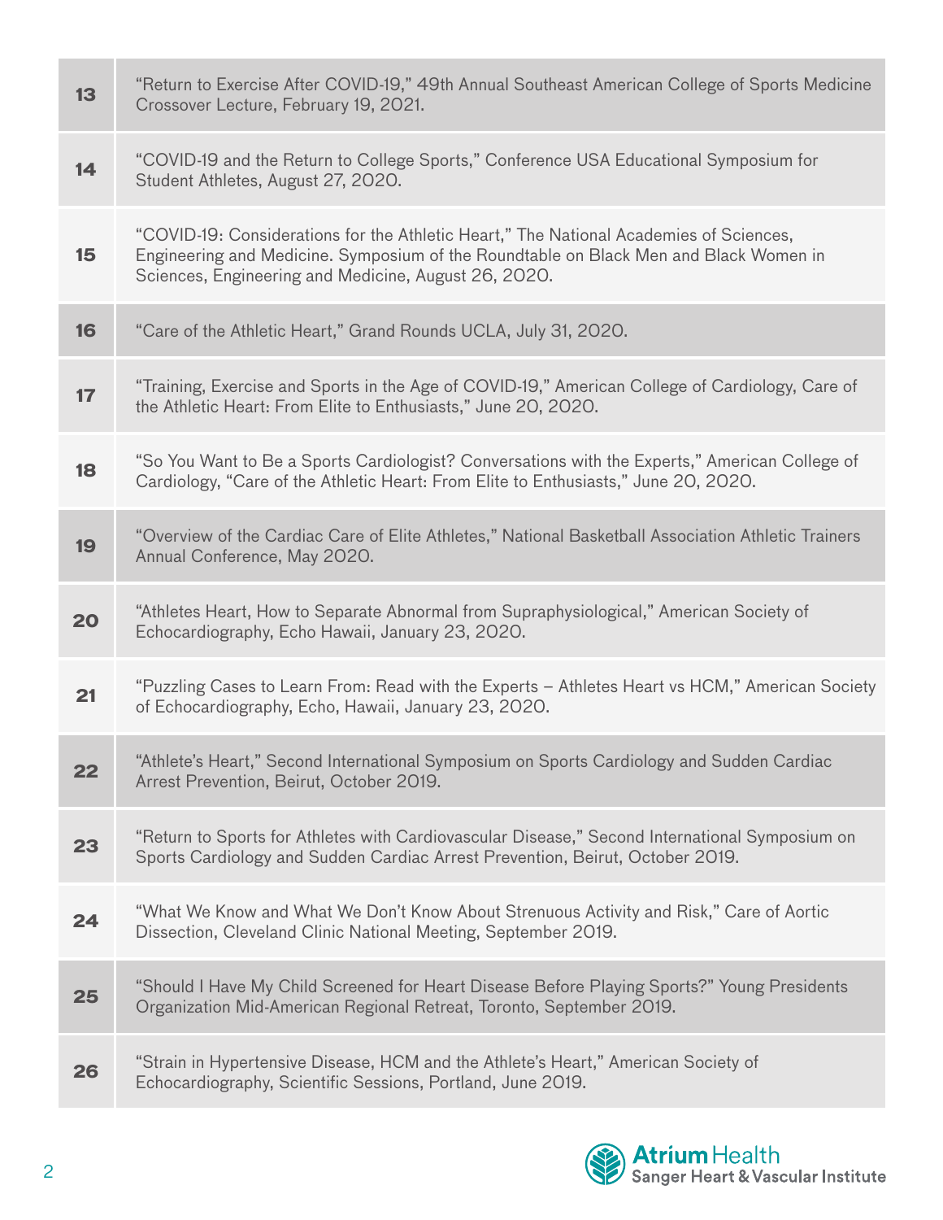| | |
|---|---|
| **13** | "Return to Exercise After COVID-19," 49th Annual Southeast American College of Sports Medicine Crossover Lecture, February 19, 2021. |
| **14** | "COVID-19 and the Return to College Sports," Conference USA Educational Symposium for Student Athletes, August 27, 2020. |
| **15** | "COVID-19: Considerations for the Athletic Heart," The National Academies of Sciences, Engineering and Medicine. Symposium of the Roundtable on Black Men and Black Women in Sciences, Engineering and Medicine, August 26, 2020. |
| **16** | "Care of the Athletic Heart," Grand Rounds UCLA, July 31, 2020. |
| **17** | "Training, Exercise and Sports in the Age of COVID-19," American College of Cardiology, Care of the Athletic Heart: From Elite to Enthusiasts," June 20, 2020. |
| **18** | "So You Want to Be a Sports Cardiologist? Conversations with the Experts," American College of Cardiology, "Care of the Athletic Heart: From Elite to Enthusiasts," June 20, 2020. |
| **19** | "Overview of the Cardiac Care of Elite Athletes," National Basketball Association Athletic Trainers Annual Conference, May 2020. |
| **20** | "Athletes Heart, How to Separate Abnormal from Supraphysiological," American Society of Echocardiography, Echo Hawaii, January 23, 2020. |
| **21** | "Puzzling Cases to Learn From: Read with the Experts – Athletes Heart vs HCM," American Society of Echocardiography, Echo, Hawaii, January 23, 2020. |
| **22** | "Athlete's Heart," Second International Symposium on Sports Cardiology and Sudden Cardiac Arrest Prevention, Beirut, October 2019. |
| **23** | "Return to Sports for Athletes with Cardiovascular Disease," Second International Symposium on Sports Cardiology and Sudden Cardiac Arrest Prevention, Beirut, October 2019. |
| **24** | "What We Know and What We Don't Know About Strenuous Activity and Risk," Care of Aortic Dissection, Cleveland Clinic National Meeting, September 2019. |
| **25** | "Should I Have My Child Screened for Heart Disease Before Playing Sports?" Young Presidents Organization Mid-American Regional Retreat, Toronto, September 2019. |
| **26** | "Strain in Hypertensive Disease, HCM and the Athlete's Heart," American Society of Echocardiography, Scientific Sessions, Portland, June 2019. |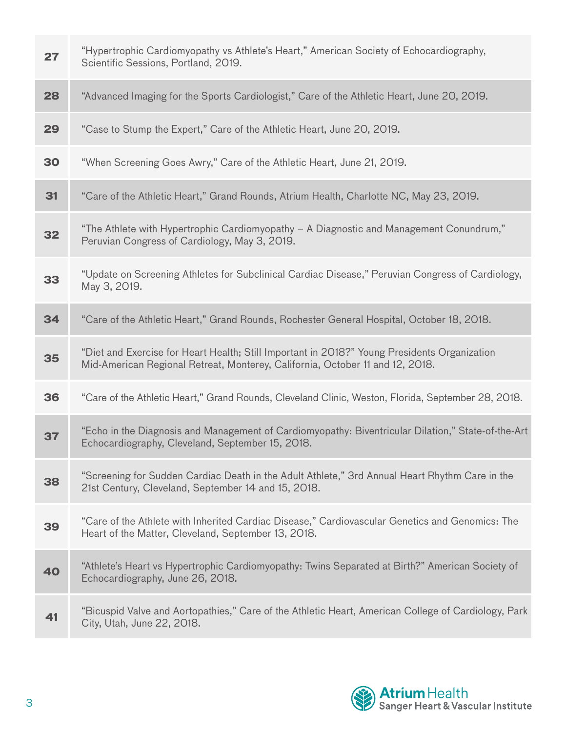| | |
|---|---|
| 27 | "Hypertrophic Cardiomyopathy vs Athlete's Heart," American Society of Echocardiography, Scientific Sessions, Portland, 2019. |
| 28 | "Advanced Imaging for the Sports Cardiologist," Care of the Athletic Heart, June 20, 2019. |
| 29 | "Case to Stump the Expert," Care of the Athletic Heart, June 20, 2019. |
| 30 | "When Screening Goes Awry," Care of the Athletic Heart, June 21, 2019. |
| 31 | "Care of the Athletic Heart," Grand Rounds, Atrium Health, Charlotte NC, May 23, 2019. |
| 32 | "The Athlete with Hypertrophic Cardiomyopathy – A Diagnostic and Management Conundrum," Peruvian Congress of Cardiology, May 3, 2019. |
| 33 | "Update on Screening Athletes for Subclinical Cardiac Disease," Peruvian Congress of Cardiology, May 3, 2019. |
| 34 | "Care of the Athletic Heart," Grand Rounds, Rochester General Hospital, October 18, 2018. |
| 35 | "Diet and Exercise for Heart Health; Still Important in 2018?" Young Presidents Organization Mid-American Regional Retreat, Monterey, California, October 11 and 12, 2018. |
| 36 | "Care of the Athletic Heart," Grand Rounds, Cleveland Clinic, Weston, Florida, September 28, 2018. |
| 37 | "Echo in the Diagnosis and Management of Cardiomyopathy: Biventricular Dilation," State-of-the-Art Echocardiography, Cleveland, September 15, 2018. |
| 38 | "Screening for Sudden Cardiac Death in the Adult Athlete," 3rd Annual Heart Rhythm Care in the 21st Century, Cleveland, September 14 and 15, 2018. |
| 39 | "Care of the Athlete with Inherited Cardiac Disease," Cardiovascular Genetics and Genomics: The Heart of the Matter, Cleveland, September 13, 2018. |
| 40 | "Athlete's Heart vs Hypertrophic Cardiomyopathy: Twins Separated at Birth?" American Society of Echocardiography, June 26, 2018. |
| 41 | "Bicuspid Valve and Aortopathies," Care of the Athletic Heart, American College of Cardiology, Park City, Utah, June 22, 2018. |

Atrium Health
Sanger Heart & Vascular Institute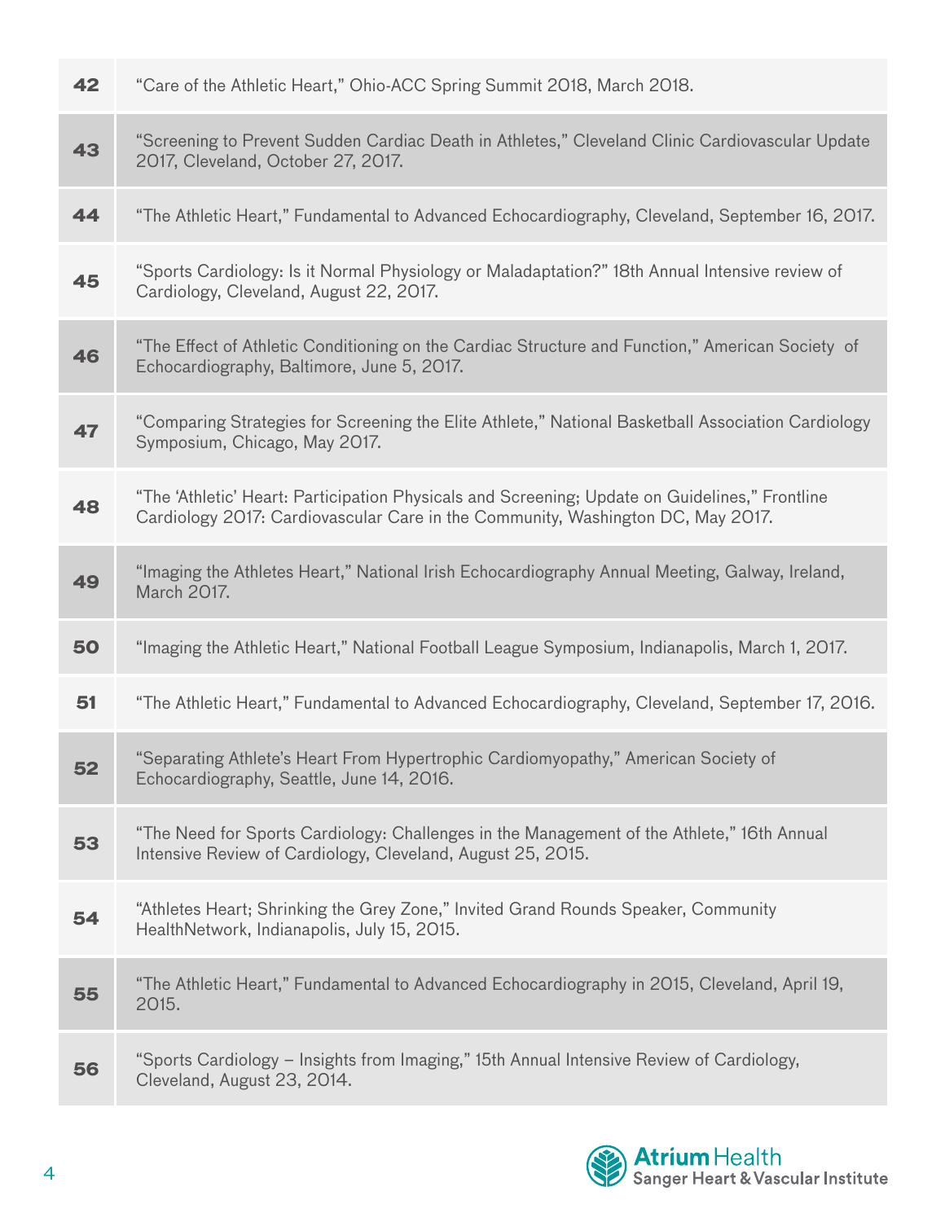| | |
|---|---|
| **42** | "Care of the Athletic Heart," Ohio-ACC Spring Summit 2018, March 2018. |
| **43** | "Screening to Prevent Sudden Cardiac Death in Athletes," Cleveland Clinic Cardiovascular Update 2017, Cleveland, October 27, 2017. |
| **44** | "The Athletic Heart," Fundamental to Advanced Echocardiography, Cleveland, September 16, 2017. |
| **45** | "Sports Cardiology: Is it Normal Physiology or Maladaptation?" 18th Annual Intensive review of Cardiology, Cleveland, August 22, 2017. |
| **46** | "The Effect of Athletic Conditioning on the Cardiac Structure and Function," American Society of Echocardiography, Baltimore, June 5, 2017. |
| **47** | "Comparing Strategies for Screening the Elite Athlete," National Basketball Association Cardiology Symposium, Chicago, May 2017. |
| **48** | "The 'Athletic' Heart: Participation Physicals and Screening; Update on Guidelines," Frontline Cardiology 2017: Cardiovascular Care in the Community, Washington DC, May 2017. |
| **49** | "Imaging the Athletes Heart," National Irish Echocardiography Annual Meeting, Galway, Ireland, March 2017. |
| **50** | "Imaging the Athletic Heart," National Football League Symposium, Indianapolis, March 1, 2017. |
| **51** | "The Athletic Heart," Fundamental to Advanced Echocardiography, Cleveland, September 17, 2016. |
| **52** | "Separating Athlete's Heart From Hypertrophic Cardiomyopathy," American Society of Echocardiography, Seattle, June 14, 2016. |
| **53** | "The Need for Sports Cardiology: Challenges in the Management of the Athlete," 16th Annual Intensive Review of Cardiology, Cleveland, August 25, 2015. |
| **54** | "Athletes Heart; Shrinking the Grey Zone," Invited Grand Rounds Speaker, Community HealthNetwork, Indianapolis, July 15, 2015. |
| **55** | "The Athletic Heart," Fundamental to Advanced Echocardiography in 2015, Cleveland, April 19, 2015. |
| **56** | "Sports Cardiology – Insights from Imaging," 15th Annual Intensive Review of Cardiology, Cleveland, August 23, 2014. |

**Atrium** Health
Sanger Heart & Vascular Institute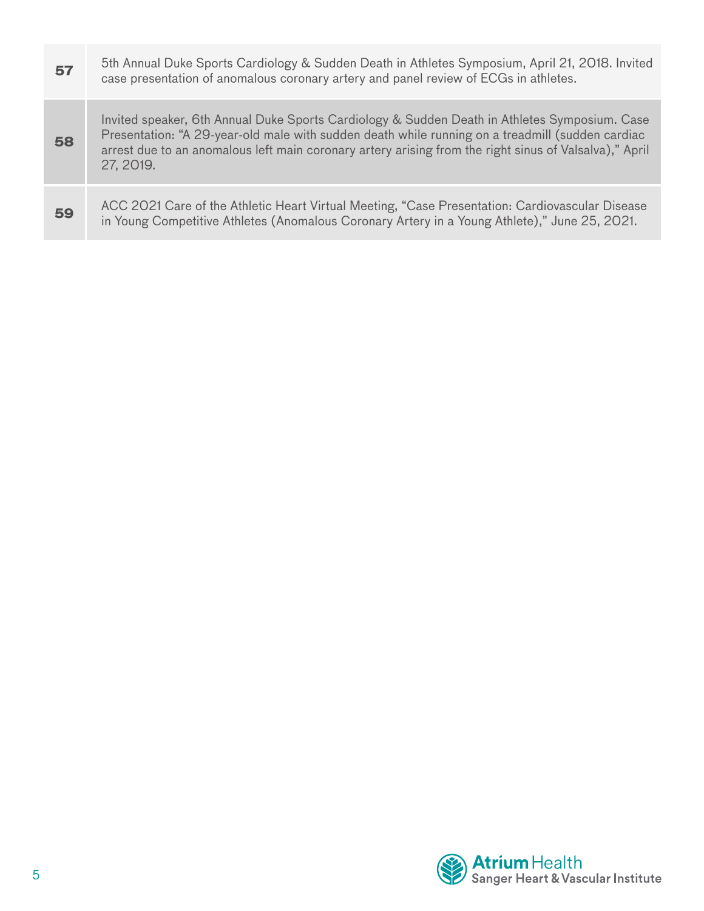| | |
|---|---|
| **57** | 5th Annual Duke Sports Cardiology & Sudden Death in Athletes Symposium, April 21, 2018. Invited case presentation of anomalous coronary artery and panel review of ECGs in athletes. |
| **58** | Invited speaker, 6th Annual Duke Sports Cardiology & Sudden Death in Athletes Symposium. Case Presentation: "A 29-year-old male with sudden death while running on a treadmill (sudden cardiac arrest due to an anomalous left main coronary artery arising from the right sinus of Valsalva)," April 27, 2019. |
| **59** | ACC 2021 Care of the Athletic Heart Virtual Meeting, "Case Presentation: Cardiovascular Disease in Young Competitive Athletes (Anomalous Coronary Artery in a Young Athlete)," June 25, 2021. |

Atrium Health
Sanger Heart & Vascular Institute